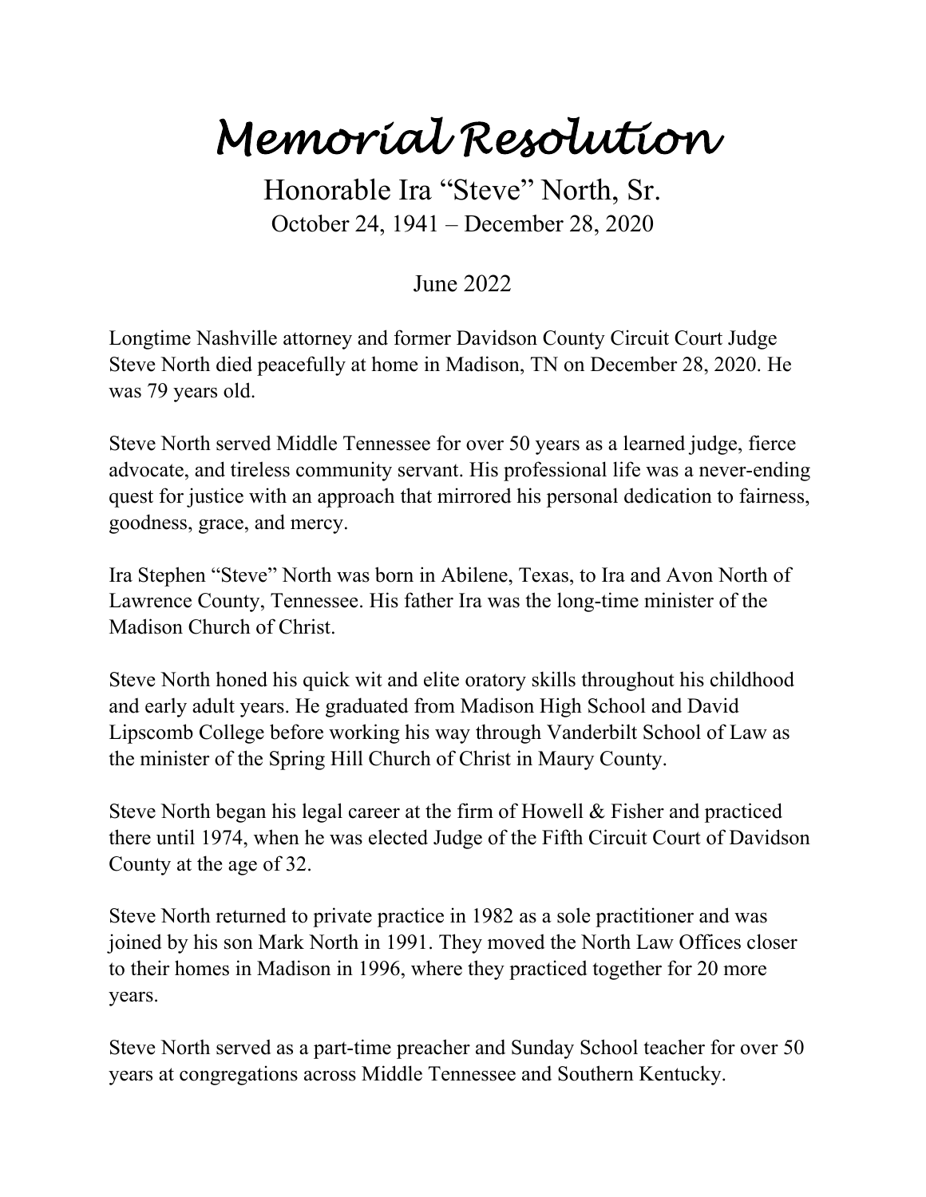# Memorial Resolution

Honorable Ira "Steve" North, Sr.

October 24, 1941 – December 28, 2020

June 2022

Longtime Nashville attorney and former Davidson County Circuit Court Judge Steve North died peacefully at home in Madison, TN on December 28, 2020. He was 79 years old.

Steve North served Middle Tennessee for over 50 years as a learned judge, fierce advocate, and tireless community servant. His professional life was a never-ending quest for justice with an approach that mirrored his personal dedication to fairness, goodness, grace, and mercy.

Ira Stephen "Steve" North was born in Abilene, Texas, to Ira and Avon North of Lawrence County, Tennessee. His father Ira was the long-time minister of the Madison Church of Christ.

Steve North honed his quick wit and elite oratory skills throughout his childhood and early adult years. He graduated from Madison High School and David Lipscomb College before working his way through Vanderbilt School of Law as the minister of the Spring Hill Church of Christ in Maury County.

Steve North began his legal career at the firm of Howell & Fisher and practiced there until 1974, when he was elected Judge of the Fifth Circuit Court of Davidson County at the age of 32.

Steve North returned to private practice in 1982 as a sole practitioner and was joined by his son Mark North in 1991. They moved the North Law Offices closer to their homes in Madison in 1996, where they practiced together for 20 more years.

Steve North served as a part-time preacher and Sunday School teacher for over 50 years at congregations across Middle Tennessee and Southern Kentucky.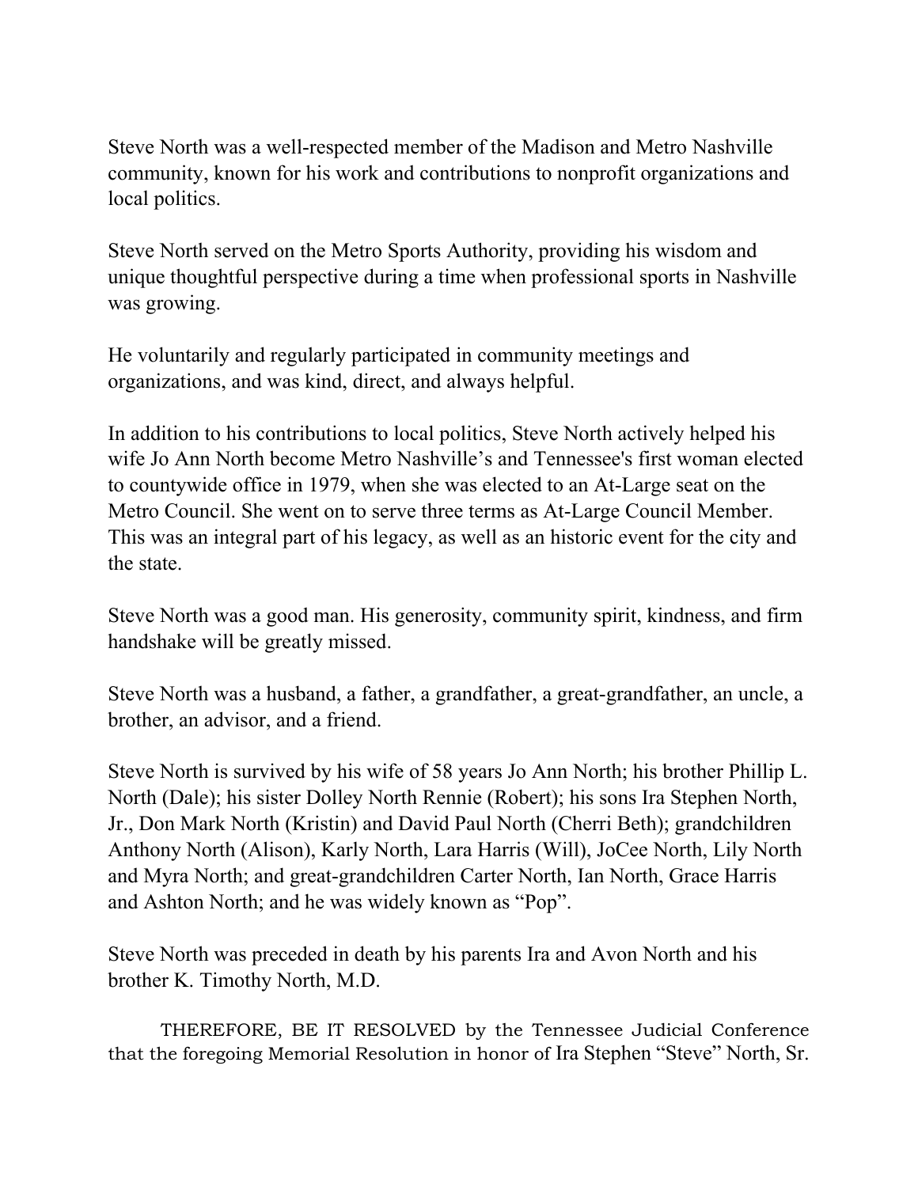Steve North was a well-respected member of the Madison and Metro Nashville community, known for his work and contributions to nonprofit organizations and local politics.

Steve North served on the Metro Sports Authority, providing his wisdom and unique thoughtful perspective during a time when professional sports in Nashville was growing.

He voluntarily and regularly participated in community meetings and organizations, and was kind, direct, and always helpful.

In addition to his contributions to local politics, Steve North actively helped his wife Jo Ann North become Metro Nashville's and Tennessee's first woman elected to countywide office in 1979, when she was elected to an At-Large seat on the Metro Council. She went on to serve three terms as At-Large Council Member. This was an integral part of his legacy, as well as an historic event for the city and the state.

Steve North was a good man. His generosity, community spirit, kindness, and firm handshake will be greatly missed.

Steve North was a husband, a father, a grandfather, a great-grandfather, an uncle, a brother, an advisor, and a friend.

Steve North is survived by his wife of 58 years Jo Ann North; his brother Phillip L. North (Dale); his sister Dolley North Rennie (Robert); his sons Ira Stephen North, Jr., Don Mark North (Kristin) and David Paul North (Cherri Beth); grandchildren Anthony North (Alison), Karly North, Lara Harris (Will), JoCee North, Lily North and Myra North; and great-grandchildren Carter North, Ian North, Grace Harris and Ashton North; and he was widely known as "Pop".

Steve North was preceded in death by his parents Ira and Avon North and his brother K. Timothy North, M.D.

THEREFORE, BE IT RESOLVED by the Tennessee Judicial Conference that the foregoing Memorial Resolution in honor of Ira Stephen "Steve" North, Sr.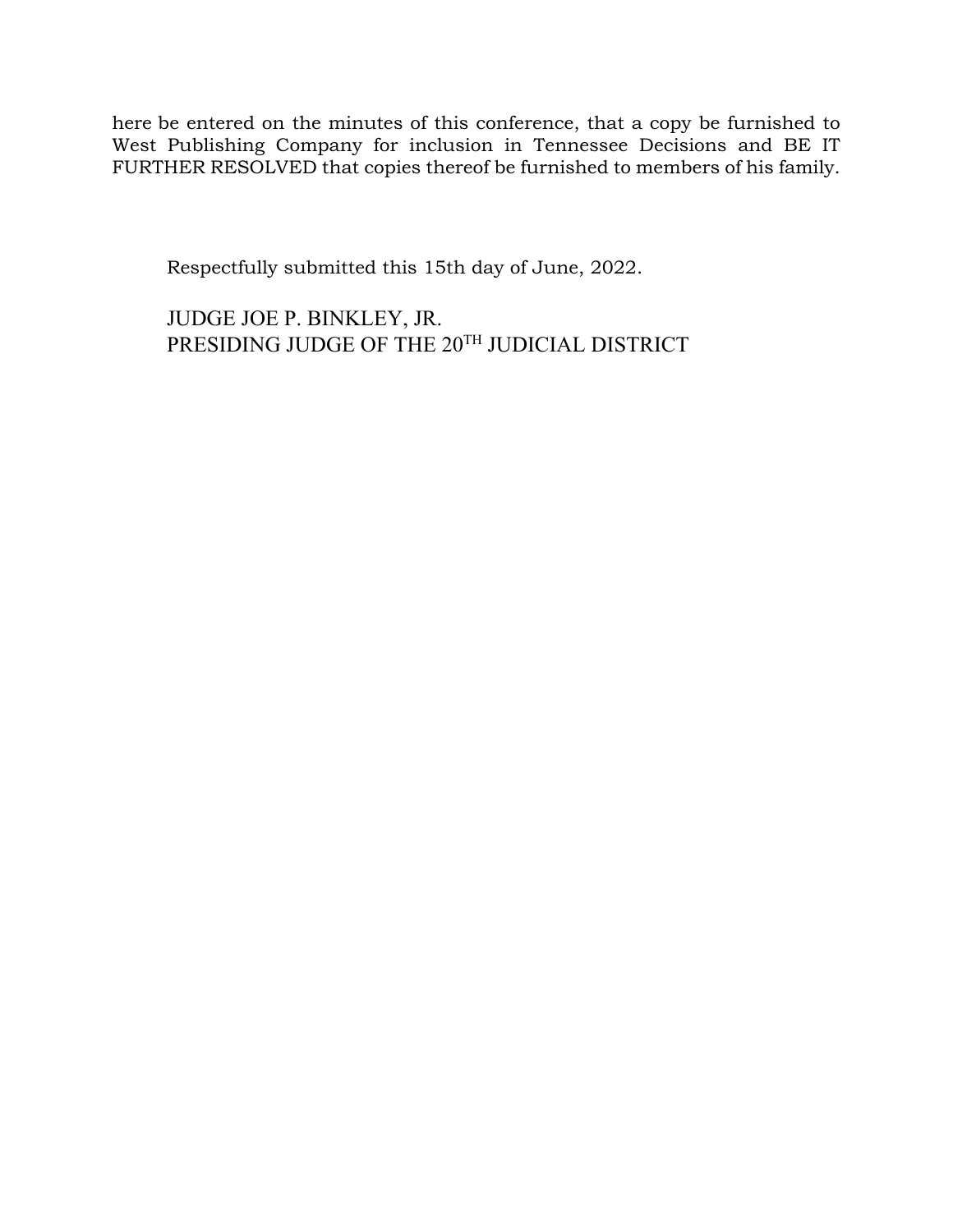here be entered on the minutes of this conference, that a copy be furnished to West Publishing Company for inclusion in Tennessee Decisions and BE IT FURTHER RESOLVED that copies thereof be furnished to members of his family.

Respectfully submitted this 15th day of June, 2022.

JUDGE JOE P. BINKLEY, JR.
PRESIDING JUDGE OF THE 20TH JUDICIAL DISTRICT